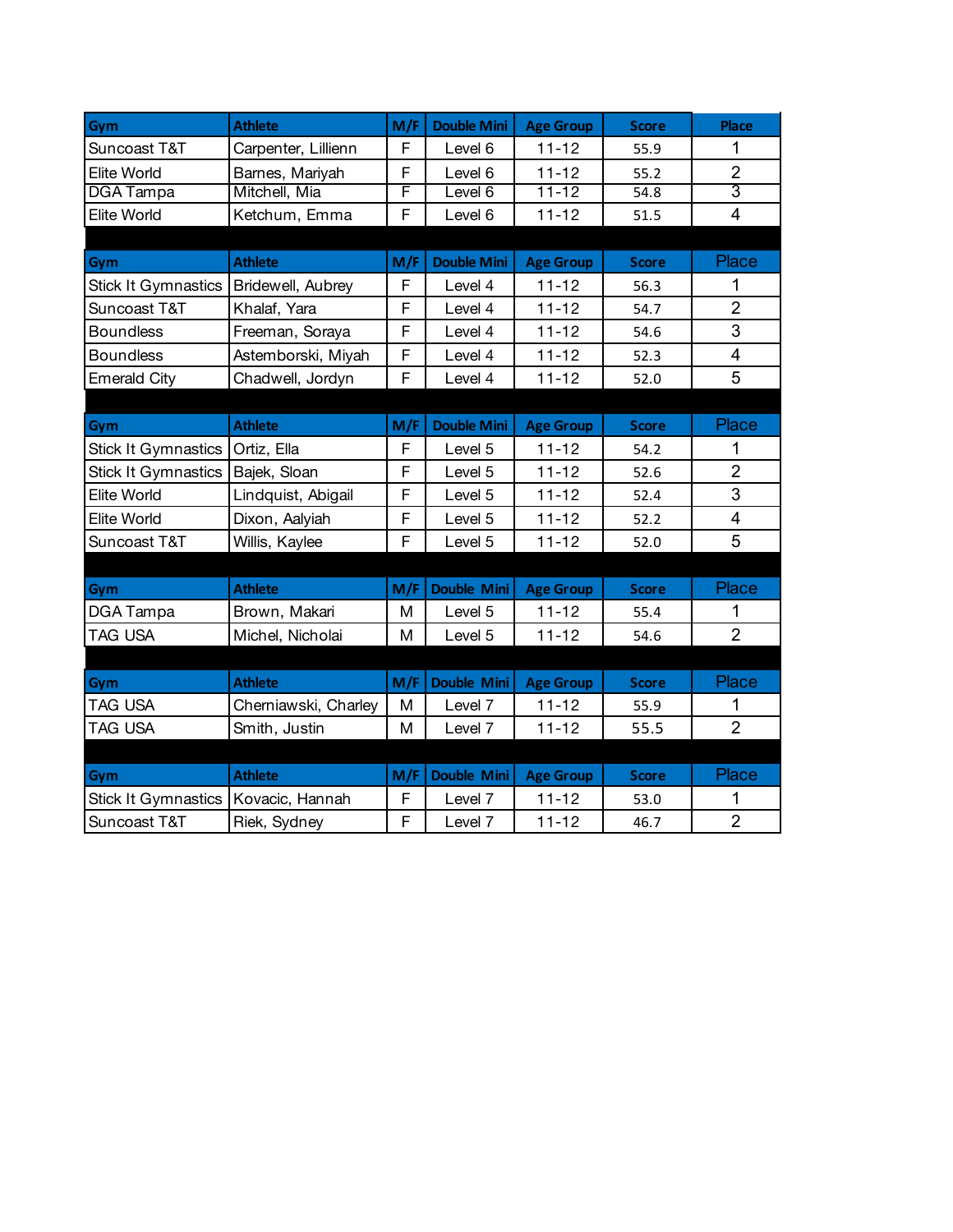| Gym | Athlete | M/F | Double Mini | Age Group | Score | Place |
|---|---|---|---|---|---|---|
| Suncoast T&T | Carpenter, Lillienn | F | Level 6 | 11-12 | 55.9 | 1 |
| Elite World | Barnes, Mariyah | F | Level 6 | 11-12 | 55.2 | 2 |
| DGA Tampa | Mitchell, Mia | F | Level 6 | 11-12 | 54.8 | 3 |
| Elite World | Ketchum, Emma | F | Level 6 | 11-12 | 51.5 | 4 |

| Gym | Athlete | M/F | Double Mini | Age Group | Score | Place |
|---|---|---|---|---|---|---|
| Stick It Gymnastics | Bridewell, Aubrey | F | Level 4 | 11-12 | 56.3 | 1 |
| Suncoast T&T | Khalaf, Yara | F | Level 4 | 11-12 | 54.7 | 2 |
| Boundless | Freeman, Soraya | F | Level 4 | 11-12 | 54.6 | 3 |
| Boundless | Astemborski, Miyah | F | Level 4 | 11-12 | 52.3 | 4 |
| Emerald City | Chadwell, Jordyn | F | Level 4 | 11-12 | 52.0 | 5 |

| Gym | Athlete | M/F | Double Mini | Age Group | Score | Place |
|---|---|---|---|---|---|---|
| Stick It Gymnastics | Ortiz, Ella | F | Level 5 | 11-12 | 54.2 | 1 |
| Stick It Gymnastics | Bajek, Sloan | F | Level 5 | 11-12 | 52.6 | 2 |
| Elite World | Lindquist, Abigail | F | Level 5 | 11-12 | 52.4 | 3 |
| Elite World | Dixon, Aalyiah | F | Level 5 | 11-12 | 52.2 | 4 |
| Suncoast T&T | Willis, Kaylee | F | Level 5 | 11-12 | 52.0 | 5 |

| Gym | Athlete | M/F | Double Mini | Age Group | Score | Place |
|---|---|---|---|---|---|---|
| DGA Tampa | Brown, Makari | M | Level 5 | 11-12 | 55.4 | 1 |
| TAG USA | Michel, Nicholai | M | Level 5 | 11-12 | 54.6 | 2 |

| Gym | Athlete | M/F | Double Mini | Age Group | Score | Place |
|---|---|---|---|---|---|---|
| TAG USA | Cherniawski, Charley | M | Level 7 | 11-12 | 55.9 | 1 |
| TAG USA | Smith, Justin | M | Level 7 | 11-12 | 55.5 | 2 |

| Gym | Athlete | M/F | Double Mini | Age Group | Score | Place |
|---|---|---|---|---|---|---|
| Stick It Gymnastics | Kovacic, Hannah | F | Level 7 | 11-12 | 53.0 | 1 |
| Suncoast T&T | Riek, Sydney | F | Level 7 | 11-12 | 46.7 | 2 |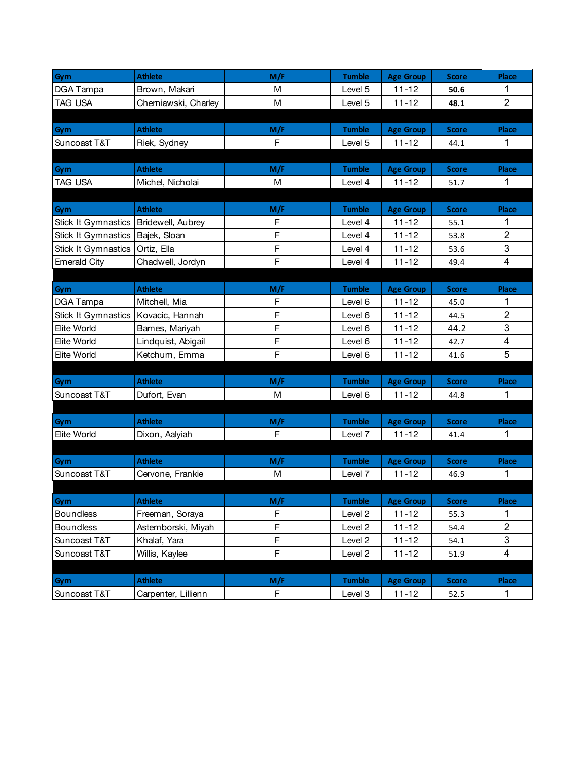| Gym | Athlete | M/F | Tumble | Age Group | Score | Place |
|---|---|---|---|---|---|---|
| DGA Tampa | Brown, Makari | M | Level 5 | 11-12 | **50.6** | 1 |
| TAG USA | Cherniawski, Charley | M | Level 5 | 11-12 | **48.1** | 2 |

| Gym | Athlete | M/F | Tumble | Age Group | Score | Place |
|---|---|---|---|---|---|---|
| Suncoast T&T | Riek, Sydney | F | Level 5 | 11-12 | 44.1 | 1 |

| Gym | Athlete | M/F | Tumble | Age Group | Score | Place |
|---|---|---|---|---|---|---|
| TAG USA | Michel, Nicholai | M | Level 4 | 11-12 | 51.7 | 1 |

| Gym | Athlete | M/F | Tumble | Age Group | Score | Place |
|---|---|---|---|---|---|---|
| Stick It Gymnastics | Bridewell, Aubrey | F | Level 4 | 11-12 | 55.1 | 1 |
| Stick It Gymnastics | Bajek, Sloan | F | Level 4 | 11-12 | 53.8 | 2 |
| Stick It Gymnastics | Ortiz, Ella | F | Level 4 | 11-12 | 53.6 | 3 |
| Emerald City | Chadwell, Jordyn | F | Level 4 | 11-12 | 49.4 | 4 |

| Gym | Athlete | M/F | Tumble | Age Group | Score | Place |
|---|---|---|---|---|---|---|
| DGA Tampa | Mitchell, Mia | F | Level 6 | 11-12 | 45.0 | 1 |
| Stick It Gymnastics | Kovacic, Hannah | F | Level 6 | 11-12 | 44.5 | 2 |
| Elite World | Barnes, Mariyah | F | Level 6 | 11-12 | 44.2 | 3 |
| Elite World | Lindquist, Abigail | F | Level 6 | 11-12 | 42.7 | 4 |
| Elite World | Ketchum, Emma | F | Level 6 | 11-12 | 41.6 | 5 |

| Gym | Athlete | M/F | Tumble | Age Group | Score | Place |
|---|---|---|---|---|---|---|
| Suncoast T&T | Dufort, Evan | M | Level 6 | 11-12 | 44.8 | 1 |

| Gym | Athlete | M/F | Tumble | Age Group | Score | Place |
|---|---|---|---|---|---|---|
| Elite World | Dixon, Aalyiah | F | Level 7 | 11-12 | 41.4 | 1 |

| Gym | Athlete | M/F | Tumble | Age Group | Score | Place |
|---|---|---|---|---|---|---|
| Suncoast T&T | Cervone, Frankie | M | Level 7 | 11-12 | 46.9 | 1 |

| Gym | Athlete | M/F | Tumble | Age Group | Score | Place |
|---|---|---|---|---|---|---|
| Boundless | Freeman, Soraya | F | Level 2 | 11-12 | 55.3 | 1 |
| Boundless | Asternborski, Miyah | F | Level 2 | 11-12 | 54.4 | 2 |
| Suncoast T&T | Khalaf, Yara | F | Level 2 | 11-12 | 54.1 | 3 |
| Suncoast T&T | Willis, Kaylee | F | Level 2 | 11-12 | 51.9 | 4 |

| Gym | Athlete | M/F | Tumble | Age Group | Score | Place |
|---|---|---|---|---|---|---|
| Suncoast T&T | Carpenter, Lillienn | F | Level 3 | 11-12 | 52.5 | 1 |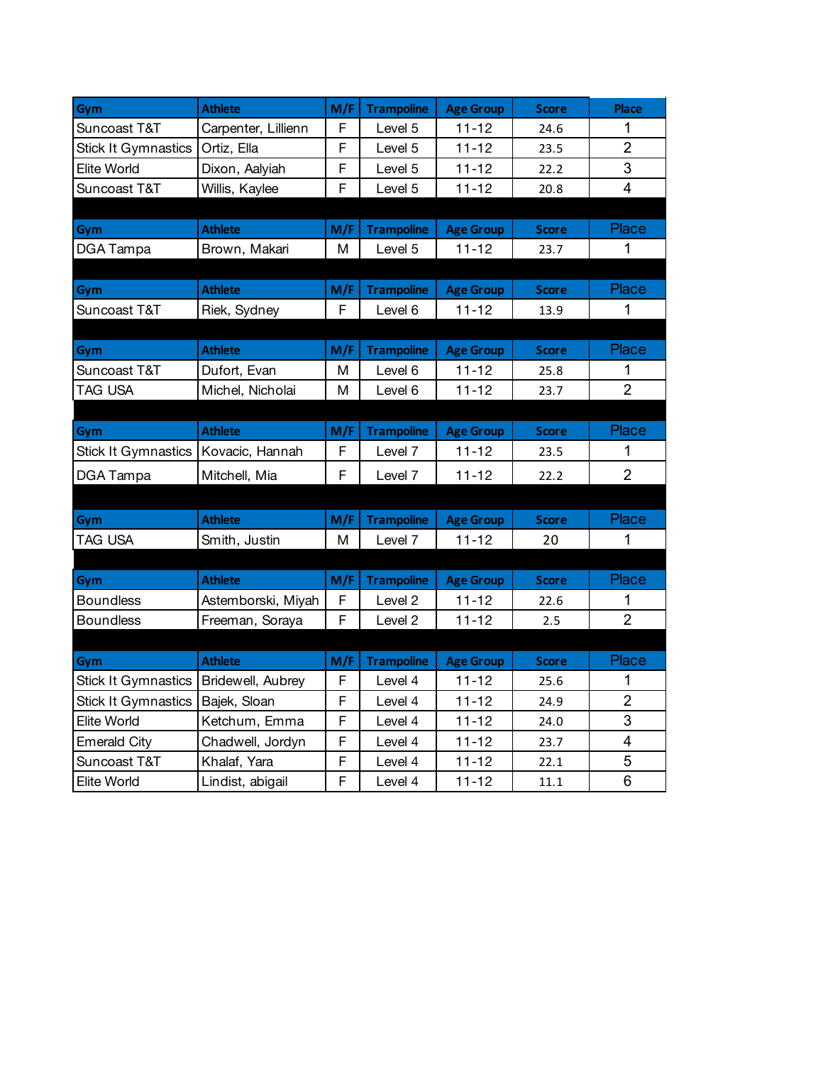| Gym | Athlete | M/F | Trampoline | Age Group | Score | Place |
|---|---|---|---|---|---|---|
| Suncoast T&T | Carpenter, Lillienn | F | Level 5 | 11-12 | 24.6 | 1 |
| Stick It Gymnastics | Ortiz, Ella | F | Level 5 | 11-12 | 23.5 | 2 |
| Elite World | Dixon, Aalyiah | F | Level 5 | 11-12 | 22.2 | 3 |
| Suncoast T&T | Willis, Kaylee | F | Level 5 | 11-12 | 20.8 | 4 |

| Gym | Athlete | M/F | Trampoline | Age Group | Score | Place |
|---|---|---|---|---|---|---|
| DGA Tampa | Brown, Makari | M | Level 5 | 11-12 | 23.7 | 1 |

| Gym | Athlete | M/F | Trampoline | Age Group | Score | Place |
|---|---|---|---|---|---|---|
| Suncoast T&T | Riek, Sydney | F | Level 6 | 11-12 | 13.9 | 1 |

| Gym | Athlete | M/F | Trampoline | Age Group | Score | Place |
|---|---|---|---|---|---|---|
| Suncoast T&T | Dufort, Evan | M | Level 6 | 11-12 | 25.8 | 1 |
| TAG USA | Michel, Nicholai | M | Level 6 | 11-12 | 23.7 | 2 |

| Gym | Athlete | M/F | Trampoline | Age Group | Score | Place |
|---|---|---|---|---|---|---|
| Stick It Gymnastics | Kovacic, Hannah | F | Level 7 | 11-12 | 23.5 | 1 |
| DGA Tampa | Mitchell, Mia | F | Level 7 | 11-12 | 22.2 | 2 |

| Gym | Athlete | M/F | Trampoline | Age Group | Score | Place |
|---|---|---|---|---|---|---|
| TAG USA | Smith, Justin | M | Level 7 | 11-12 | 20 | 1 |

| Gym | Athlete | M/F | Trampoline | Age Group | Score | Place |
|---|---|---|---|---|---|---|
| Boundless | Astemborski, Miyah | F | Level 2 | 11-12 | 22.6 | 1 |
| Boundless | Freeman, Soraya | F | Level 2 | 11-12 | 2.5 | 2 |

| Gym | Athlete | M/F | Trampoline | Age Group | Score | Place |
|---|---|---|---|---|---|---|
| Stick It Gymnastics | Bridewell, Aubrey | F | Level 4 | 11-12 | 25.6 | 1 |
| Stick It Gymnastics | Bajek, Sloan | F | Level 4 | 11-12 | 24.9 | 2 |
| Elite World | Ketchum, Emma | F | Level 4 | 11-12 | 24.0 | 3 |
| Emerald City | Chadwell, Jordyn | F | Level 4 | 11-12 | 23.7 | 4 |
| Suncoast T&T | Khalaf, Yara | F | Level 4 | 11-12 | 22.1 | 5 |
| Elite World | Lindist, abigail | F | Level 4 | 11-12 | 11.1 | 6 |